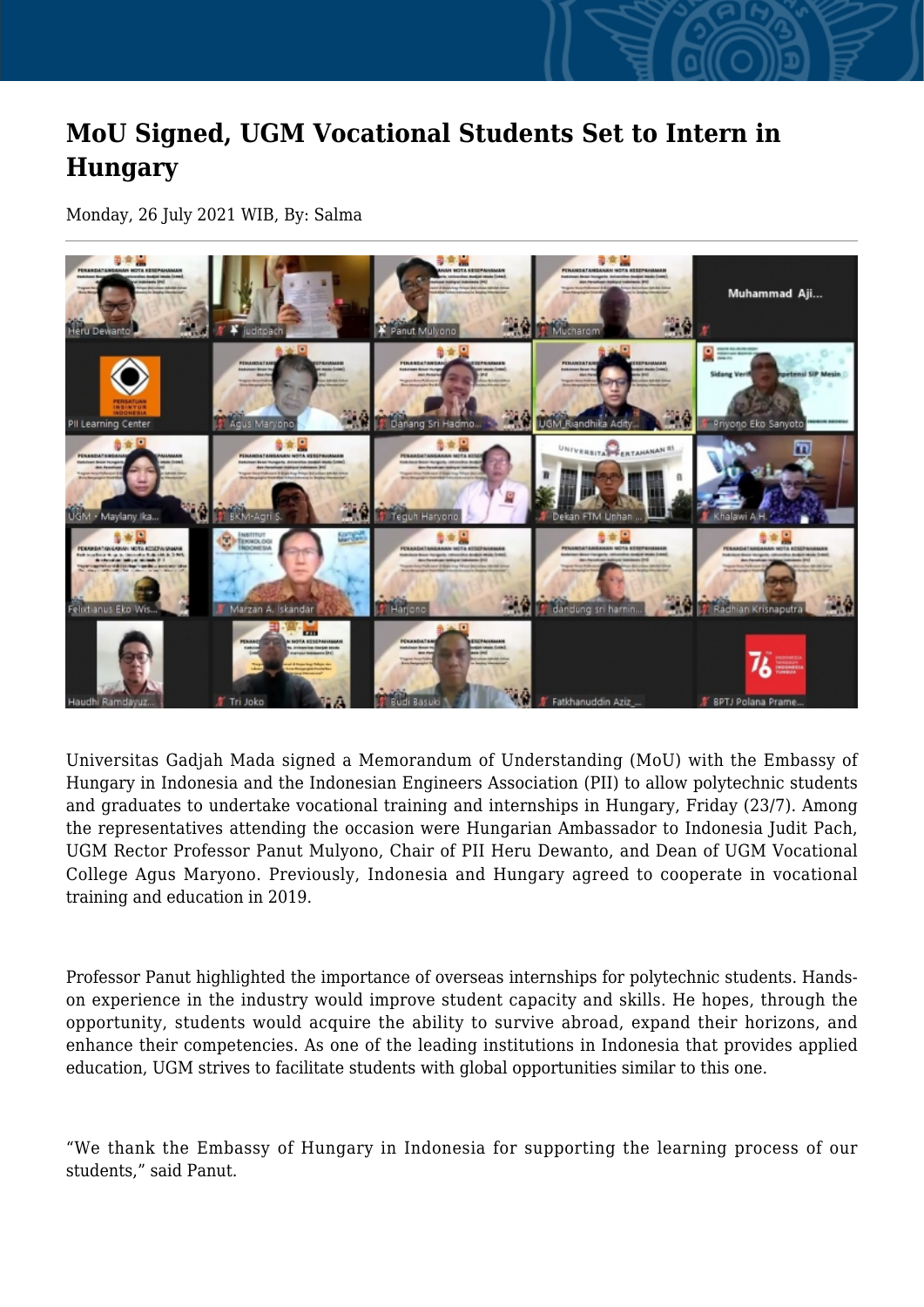# MoU Signed, UGM Vocational Students Set to Intern in Hungary

Monday, 26 July 2021 WIB, By: Salma

Universitas Gadjah Mada signed a Memorandum of Understanding (MoU) with the Embassy of Hungary in Indonesia and the Indonesian Engineers Association (PII) to allow polytechnic students and graduates to undertake vocational training and internships in Hungary, Friday (23/7). Among the representatives attending the occasion were Hungarian Ambassador to Indonesia Judit Pach, UGM Rector Professor Panut Mulyono, Chair of PII Heru Dewanto, and Dean of UGM Vocational College Agus Maryono. Previously, Indonesia and Hungary agreed to cooperate in vocational training and education in 2019.

Professor Panut highlighted the importance of overseas internships for polytechnic students. Hands-on experience in the industry would improve student capacity and skills. He hopes, through the opportunity, students would acquire the ability to survive abroad, expand their horizons, and enhance their competencies. As one of the leading institutions in Indonesia that provides applied education, UGM strives to facilitate students with global opportunities similar to this one.

"We thank the Embassy of Hungary in Indonesia for supporting the learning process of our students," said Panut.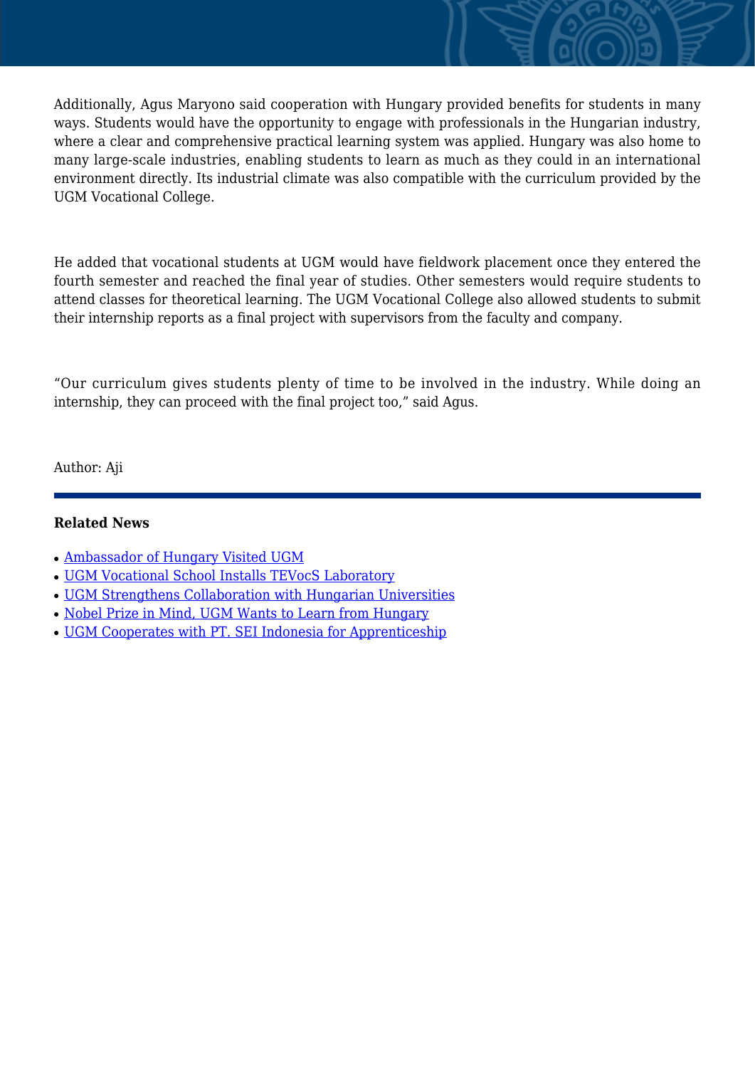Additionally, Agus Maryono said cooperation with Hungary provided benefits for students in many ways. Students would have the opportunity to engage with professionals in the Hungarian industry, where a clear and comprehensive practical learning system was applied. Hungary was also home to many large-scale industries, enabling students to learn as much as they could in an international environment directly. Its industrial climate was also compatible with the curriculum provided by the UGM Vocational College.

He added that vocational students at UGM would have fieldwork placement once they entered the fourth semester and reached the final year of studies. Other semesters would require students to attend classes for theoretical learning. The UGM Vocational College also allowed students to submit their internship reports as a final project with supervisors from the faculty and company.

"Our curriculum gives students plenty of time to be involved in the industry. While doing an internship, they can proceed with the final project too," said Agus.

Author: Aji

---

**Related News**

- Ambassador of Hungary Visited UGM
- UGM Vocational School Installs TEVocS Laboratory
- UGM Strengthens Collaboration with Hungarian Universities
- Nobel Prize in Mind, UGM Wants to Learn from Hungary
- UGM Cooperates with PT. SEI Indonesia for Apprenticeship